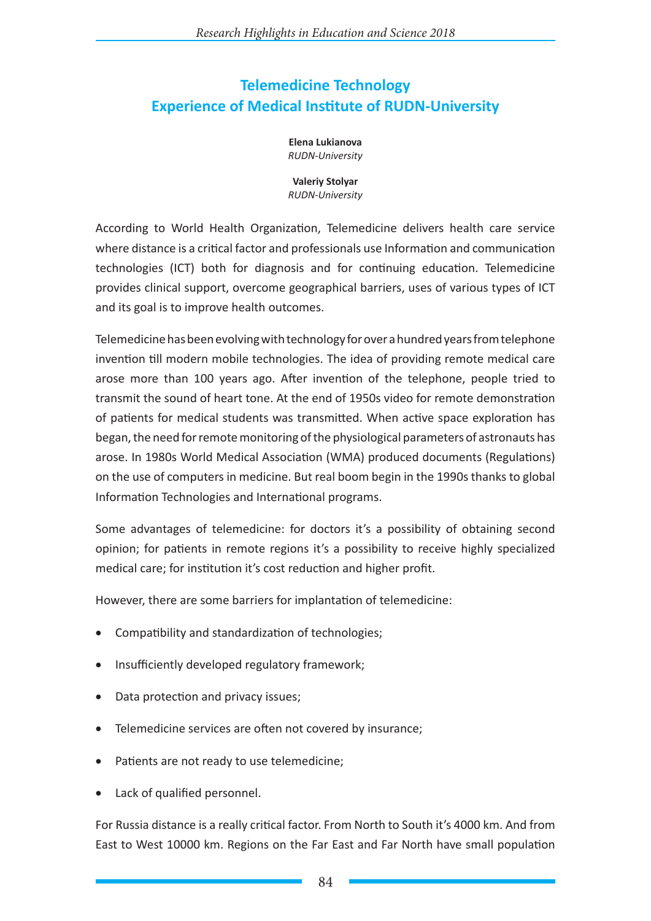# Telemedicine Technology
# Experience of Medical Institute of RUDN-University

**Elena Lukianova**
*RUDN-University*

**Valeriy Stolyar**
*RUDN-University*

According to World Health Organization, Telemedicine delivers health care service where distance is a critical factor and professionals use Information and communication technologies (ICT) both for diagnosis and for continuing education. Telemedicine provides clinical support, overcome geographical barriers, uses of various types of ICT and its goal is to improve health outcomes.

Telemedicine has been evolving with technology for over a hundred years from telephone invention till modern mobile technologies. The idea of providing remote medical care arose more than 100 years ago. After invention of the telephone, people tried to transmit the sound of heart tone. At the end of 1950s video for remote demonstration of patients for medical students was transmitted. When active space exploration has began, the need for remote monitoring of the physiological parameters of astronauts has arose. In 1980s World Medical Association (WMA) produced documents (Regulations) on the use of computers in medicine. But real boom begin in the 1990s thanks to global Information Technologies and International programs.

Some advantages of telemedicine: for doctors it's a possibility of obtaining second opinion; for patients in remote regions it's a possibility to receive highly specialized medical care; for institution it's cost reduction and higher profit.

However, there are some barriers for implantation of telemedicine:

- Compatibility and standardization of technologies;
- Insufficiently developed regulatory framework;
- Data protection and privacy issues;
- Telemedicine services are often not covered by insurance;
- Patients are not ready to use telemedicine;
- Lack of qualified personnel.

For Russia distance is a really critical factor. From North to South it's 4000 km. And from East to West 10000 km. Regions on the Far East and Far North have small population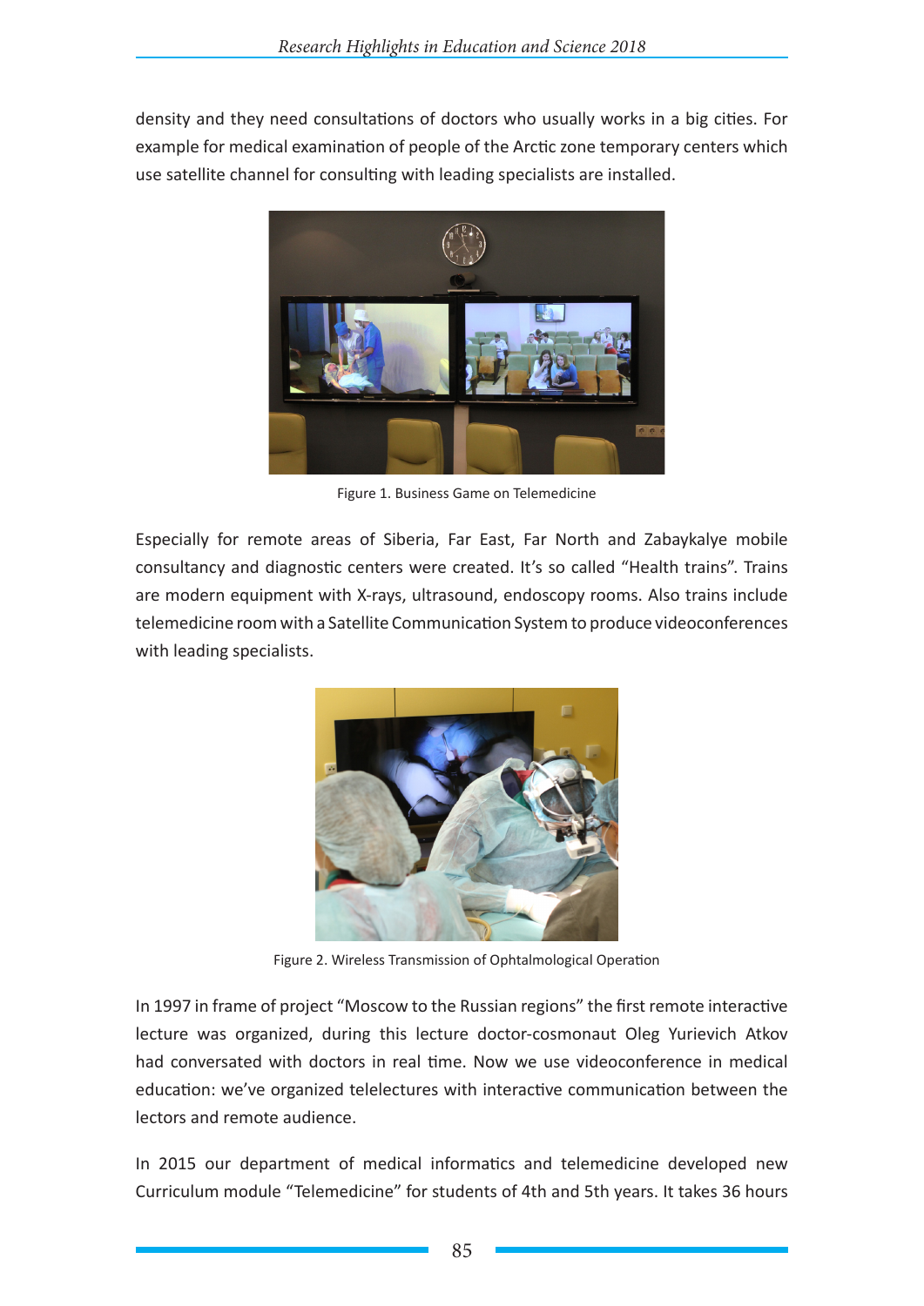density and they need consultations of doctors who usually works in a big cities. For example for medical examination of people of the Arctic zone temporary centers which use satellite channel for consulting with leading specialists are installed.

Figure 1. Business Game on Telemedicine

Especially for remote areas of Siberia, Far East, Far North and Zabaykalye mobile consultancy and diagnostic centers were created. It's so called "Health trains". Trains are modern equipment with X-rays, ultrasound, endoscopy rooms. Also trains include telemedicine room with a Satellite Communication System to produce videoconferences with leading specialists.

Figure 2. Wireless Transmission of Ophtalmological Operation

In 1997 in frame of project "Moscow to the Russian regions" the first remote interactive lecture was organized, during this lecture doctor-cosmonaut Oleg Yurievich Atkov had conversated with doctors in real time. Now we use videoconference in medical education: we've organized telelectures with interactive communication between the lectors and remote audience.

In 2015 our department of medical informatics and telemedicine developed new Curriculum module "Telemedicine" for students of 4th and 5th years. It takes 36 hours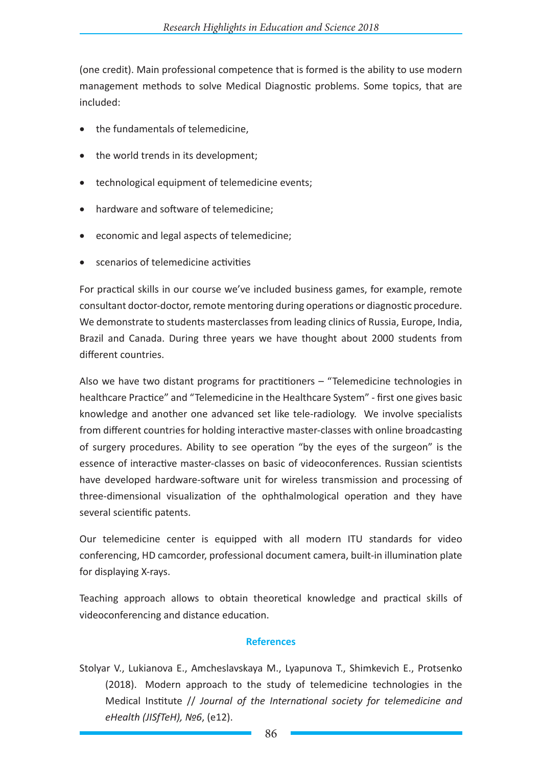(one credit). Main professional competence that is formed is the ability to use modern management methods to solve Medical Diagnostic problems. Some topics, that are included:

- the fundamentals of telemedicine,
- the world trends in its development;
- technological equipment of telemedicine events;
- hardware and software of telemedicine;
- economic and legal aspects of telemedicine;
- scenarios of telemedicine activities

For practical skills in our course we've included business games, for example, remote consultant doctor-doctor, remote mentoring during operations or diagnostic procedure. We demonstrate to students masterclasses from leading clinics of Russia, Europe, India, Brazil and Canada. During three years we have thought about 2000 students from different countries.

Also we have two distant programs for practitioners – "Telemedicine technologies in healthcare Practice" and "Telemedicine in the Healthcare System" - first one gives basic knowledge and another one advanced set like tele-radiology. We involve specialists from different countries for holding interactive master-classes with online broadcasting of surgery procedures. Ability to see operation "by the eyes of the surgeon" is the essence of interactive master-classes on basic of videoconferences. Russian scientists have developed hardware-software unit for wireless transmission and processing of three-dimensional visualization of the ophthalmological operation and they have several scientific patents.

Our telemedicine center is equipped with all modern ITU standards for video conferencing, HD camcorder, professional document camera, built-in illumination plate for displaying X-rays.

Teaching approach allows to obtain theoretical knowledge and practical skills of videoconferencing and distance education.

## References

Stolyar V., Lukianova E., Amcheslavskaya M., Lyapunova T., Shimkevich E., Protsenko (2018). Modern approach to the study of telemedicine technologies in the Medical Institute // *Journal of the International society for telemedicine and eHealth (JISfTeH), №6*, (e12).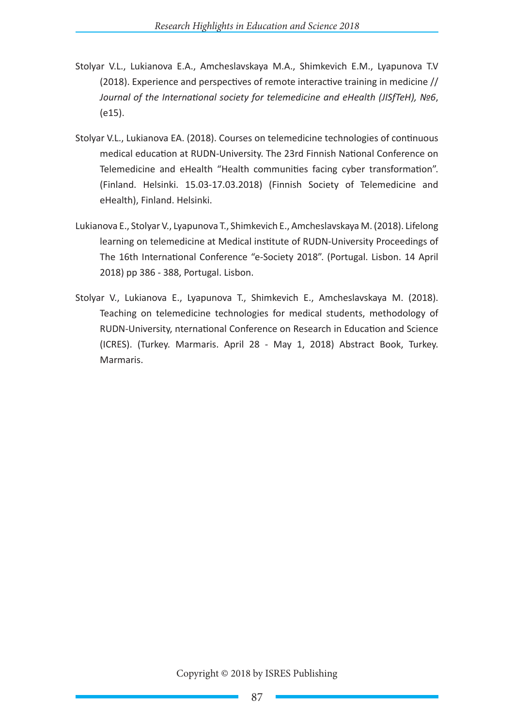Stolyar V.L., Lukianova E.A., Amcheslavskaya M.A., Shimkevich E.M., Lyapunova T.V (2018). Experience and perspectives of remote interactive training in medicine // *Journal of the International society for telemedicine and eHealth (JISfTeH), №6*, (e15).

Stolyar V.L., Lukianova EA. (2018). Courses on telemedicine technologies of continuous medical education at RUDN-University. The 23rd Finnish National Conference on Telemedicine and eHealth "Health communities facing cyber transformation". (Finland. Helsinki. 15.03-17.03.2018) (Finnish Society of Telemedicine and eHealth), Finland. Helsinki.

Lukianova E., Stolyar V., Lyapunova T., Shimkevich E., Amcheslavskaya M. (2018). Lifelong learning on telemedicine at Medical institute of RUDN-University Proceedings of The 16th International Conference "e-Society 2018". (Portugal. Lisbon. 14 April 2018) pp 386 - 388, Portugal. Lisbon.

Stolyar V., Lukianova E., Lyapunova T., Shimkevich E., Amcheslavskaya M. (2018). Teaching on telemedicine technologies for medical students, methodology of RUDN-University, nternational Conference on Research in Education and Science (ICRES). (Turkey. Marmaris. April 28 - May 1, 2018) Abstract Book, Turkey. Marmaris.